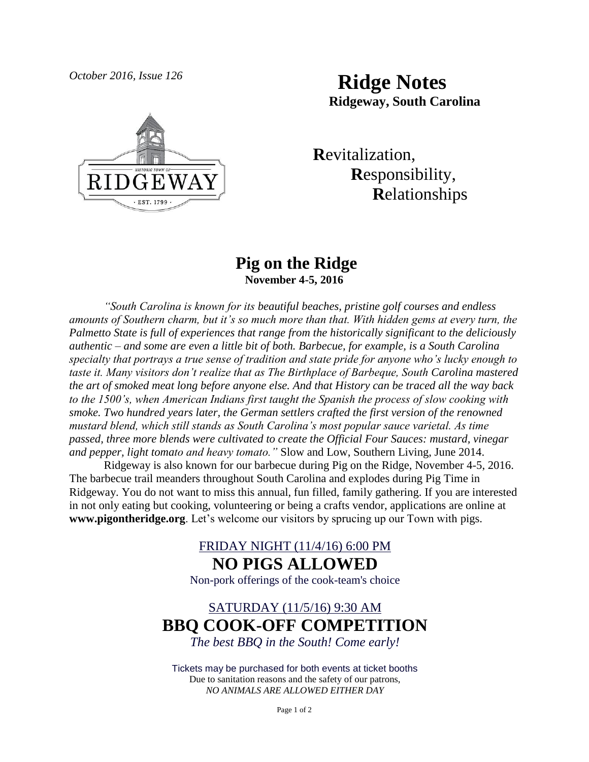*October 2016, Issue 126*

# Ridge Notes

**Ridgeway, South Carolina**

HISTORIC TOWN OF RIDGEWAY · EST. 1799 ·

**R**evitalization,
**R**esponsibility,
**R**elationships

## Pig on the Ridge

**November 4-5, 2016**

*"South Carolina is known for its beautiful beaches, pristine golf courses and endless amounts of Southern charm, but it's so much more than that. With hidden gems at every turn, the Palmetto State is full of experiences that range from the historically significant to the deliciously authentic – and some are even a little bit of both. Barbecue, for example, is a South Carolina specialty that portrays a true sense of tradition and state pride for anyone who's lucky enough to taste it. Many visitors don't realize that as The Birthplace of Barbeque, South Carolina mastered the art of smoked meat long before anyone else. And that History can be traced all the way back to the 1500's, when American Indians first taught the Spanish the process of slow cooking with smoke. Two hundred years later, the German settlers crafted the first version of the renowned mustard blend, which still stands as South Carolina's most popular sauce varietal. As time passed, three more blends were cultivated to create the Official Four Sauces: mustard, vinegar and pepper, light tomato and heavy tomato."* Slow and Low, Southern Living, June 2014.

Ridgeway is also known for our barbecue during Pig on the Ridge, November 4-5, 2016. The barbecue trail meanders throughout South Carolina and explodes during Pig Time in Ridgeway. You do not want to miss this annual, fun filled, family gathering. If you are interested in not only eating but cooking, volunteering or being a crafts vendor, applications are online at **www.pigontheridge.org**. Let's welcome our visitors by sprucing up our Town with pigs.

FRIDAY NIGHT (11/4/16) 6:00 PM

### NO PIGS ALLOWED

Non-pork offerings of the cook-team's choice

SATURDAY (11/5/16) 9:30 AM

### BBQ COOK-OFF COMPETITION

*The best BBQ in the South! Come early!*

Tickets may be purchased for both events at ticket booths
Due to sanitation reasons and the safety of our patrons,
*NO ANIMALS ARE ALLOWED EITHER DAY*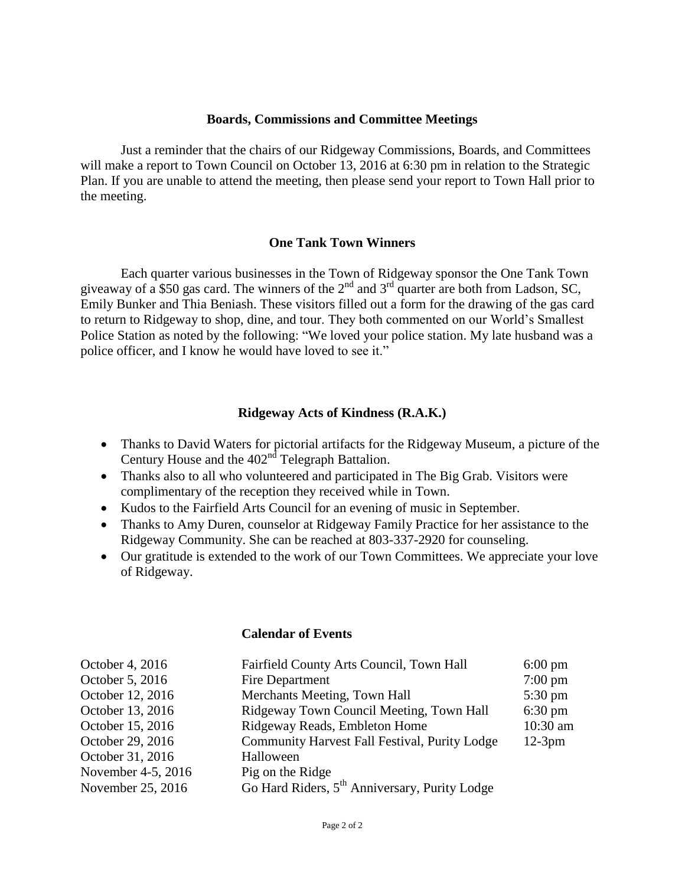## Boards, Commissions and Committee Meetings

Just a reminder that the chairs of our Ridgeway Commissions, Boards, and Committees will make a report to Town Council on October 13, 2016 at 6:30 pm in relation to the Strategic Plan. If you are unable to attend the meeting, then please send your report to Town Hall prior to the meeting.

## One Tank Town Winners

Each quarter various businesses in the Town of Ridgeway sponsor the One Tank Town giveaway of a $50 gas card. The winners of the 2nd and 3rd quarter are both from Ladson, SC, Emily Bunker and Thia Beniash. These visitors filled out a form for the drawing of the gas card to return to Ridgeway to shop, dine, and tour. They both commented on our World's Smallest Police Station as noted by the following: "We loved your police station. My late husband was a police officer, and I know he would have loved to see it."

## Ridgeway Acts of Kindness (R.A.K.)

- Thanks to David Waters for pictorial artifacts for the Ridgeway Museum, a picture of the Century House and the 402nd Telegraph Battalion.
- Thanks also to all who volunteered and participated in The Big Grab. Visitors were complimentary of the reception they received while in Town.
- Kudos to the Fairfield Arts Council for an evening of music in September.
- Thanks to Amy Duren, counselor at Ridgeway Family Practice for her assistance to the Ridgeway Community. She can be reached at 803-337-2920 for counseling.
- Our gratitude is extended to the work of our Town Committees. We appreciate your love of Ridgeway.

## Calendar of Events

| | | |
|---|---|---|
| October 4, 2016 | Fairfield County Arts Council, Town Hall | 6:00 pm |
| October 5, 2016 | Fire Department | 7:00 pm |
| October 12, 2016 | Merchants Meeting, Town Hall | 5:30 pm |
| October 13, 2016 | Ridgeway Town Council Meeting, Town Hall | 6:30 pm |
| October 15, 2016 | Ridgeway Reads, Embleton Home | 10:30 am |
| October 29, 2016 | Community Harvest Fall Festival, Purity Lodge | 12-3pm |
| October 31, 2016 | Halloween | |
| November 4-5, 2016 | Pig on the Ridge | |
| November 25, 2016 | Go Hard Riders, 5th Anniversary, Purity Lodge | |